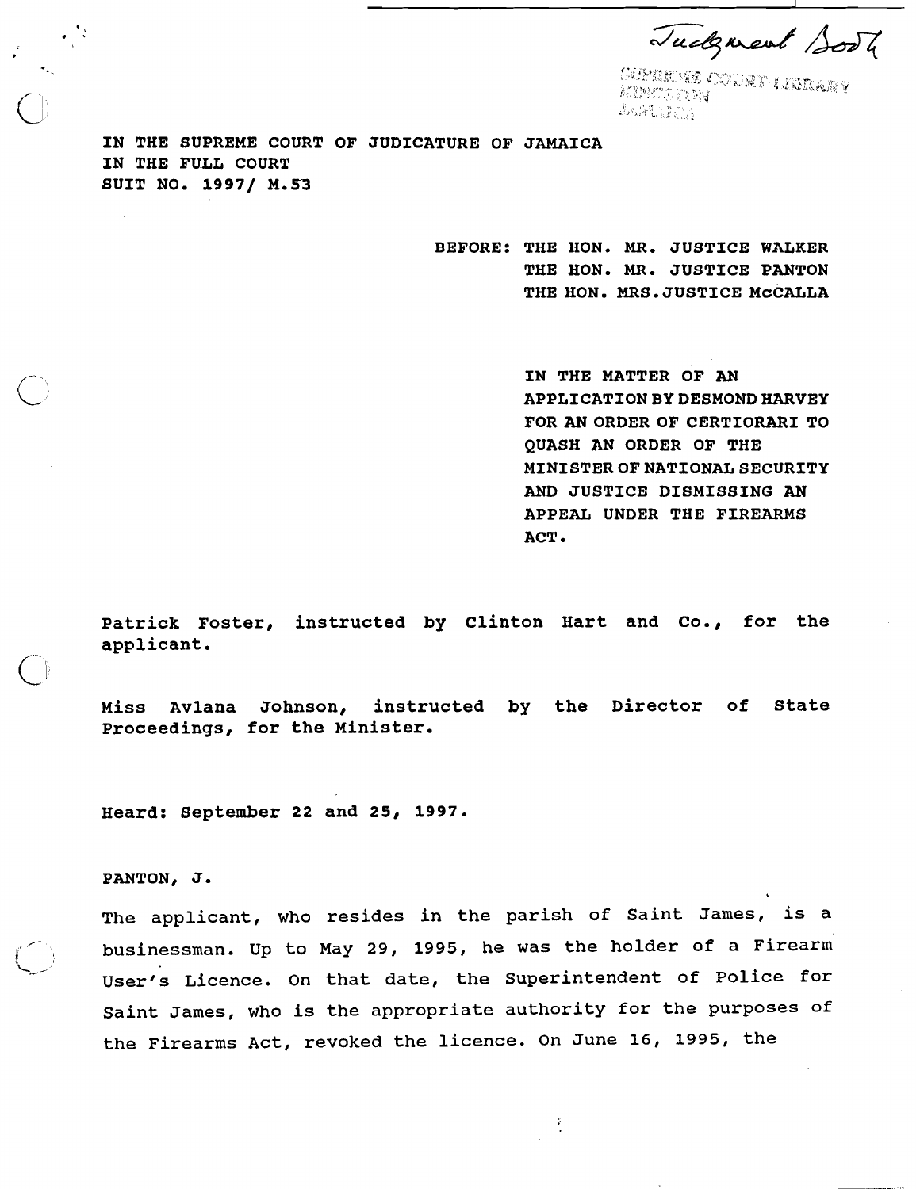Judgment Book

SUPREME COURT LIBRARY
KINGSTON
JAMAICA

IN THE SUPREME COURT OF JUDICATURE OF JAMAICA
IN THE FULL COURT
SUIT NO. 1997/ M.53

BEFORE: THE HON. MR. JUSTICE WALKER
THE HON. MR. JUSTICE PANTON
THE HON. MRS. JUSTICE McCALLA

IN THE MATTER OF AN APPLICATION BY DESMOND HARVEY FOR AN ORDER OF CERTIORARI TO QUASH AN ORDER OF THE MINISTER OF NATIONAL SECURITY AND JUSTICE DISMISSING AN APPEAL UNDER THE FIREARMS ACT.

Patrick Foster, instructed by Clinton Hart and Co., for the applicant.

Miss Avlana Johnson, instructed by the Director of State Proceedings, for the Minister.

Heard: September 22 and 25, 1997.

PANTON, J.

The applicant, who resides in the parish of Saint James, is a businessman. Up to May 29, 1995, he was the holder of a Firearm User's Licence. On that date, the Superintendent of Police for Saint James, who is the appropriate authority for the purposes of the Firearms Act, revoked the licence. On June 16, 1995, the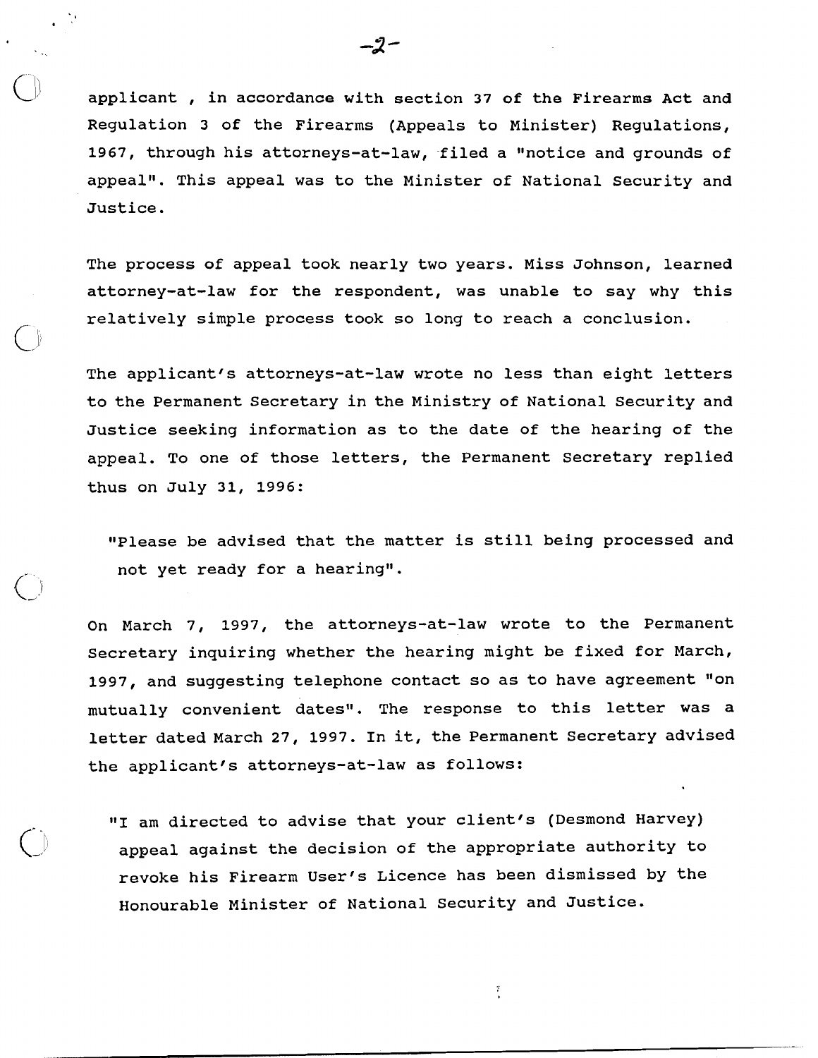applicant , in accordance with section 37 of the Firearms Act and Regulation 3 of the Firearms (Appeals to Minister) Regulations, 1967, through his attorneys-at-law, filed a "notice and grounds of appeal". This appeal was to the Minister of National Security and Justice.

The process of appeal took nearly two years. Miss Johnson, learned attorney-at-law for the respondent, was unable to say why this relatively simple process took so long to reach a conclusion.

The applicant's attorneys-at-law wrote no less than eight letters to the Permanent Secretary in the Ministry of National Security and Justice seeking information as to the date of the hearing of the appeal. To one of those letters, the Permanent Secretary replied thus on July 31, 1996:

> "Please be advised that the matter is still being processed and not yet ready for a hearing".

On March 7, 1997, the attorneys-at-law wrote to the Permanent Secretary inquiring whether the hearing might be fixed for March, 1997, and suggesting telephone contact so as to have agreement "on mutually convenient dates". The response to this letter was a letter dated March 27, 1997. In it, the Permanent Secretary advised the applicant's attorneys-at-law as follows:

> "I am directed to advise that your client's (Desmond Harvey) appeal against the decision of the appropriate authority to revoke his Firearm User's Licence has been dismissed by the Honourable Minister of National Security and Justice.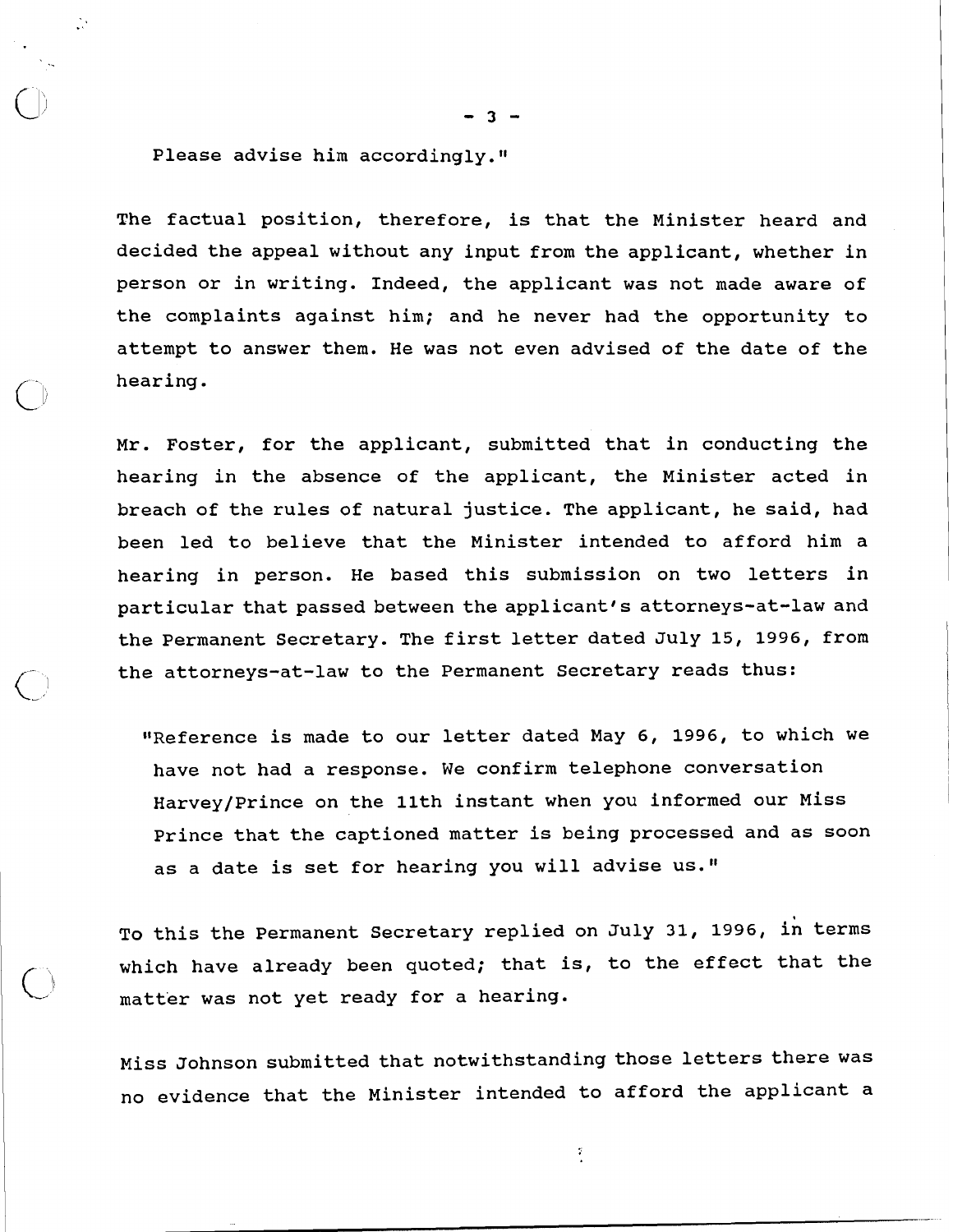Please advise him accordingly."

The factual position, therefore, is that the Minister heard and decided the appeal without any input from the applicant, whether in person or in writing. Indeed, the applicant was not made aware of the complaints against him; and he never had the opportunity to attempt to answer them. He was not even advised of the date of the hearing.

Mr. Foster, for the applicant, submitted that in conducting the hearing in the absence of the applicant, the Minister acted in breach of the rules of natural justice. The applicant, he said, had been led to believe that the Minister intended to afford him a hearing in person. He based this submission on two letters in particular that passed between the applicant's attorneys-at-law and the Permanent Secretary. The first letter dated July 15, 1996, from the attorneys-at-law to the Permanent Secretary reads thus:

> "Reference is made to our letter dated May 6, 1996, to which we have not had a response. We confirm telephone conversation Harvey/Prince on the 11th instant when you informed our Miss Prince that the captioned matter is being processed and as soon as a date is set for hearing you will advise us."

To this the Permanent Secretary replied on July 31, 1996, in terms which have already been quoted; that is, to the effect that the matter was not yet ready for a hearing.

Miss Johnson submitted that notwithstanding those letters there was no evidence that the Minister intended to afford the applicant a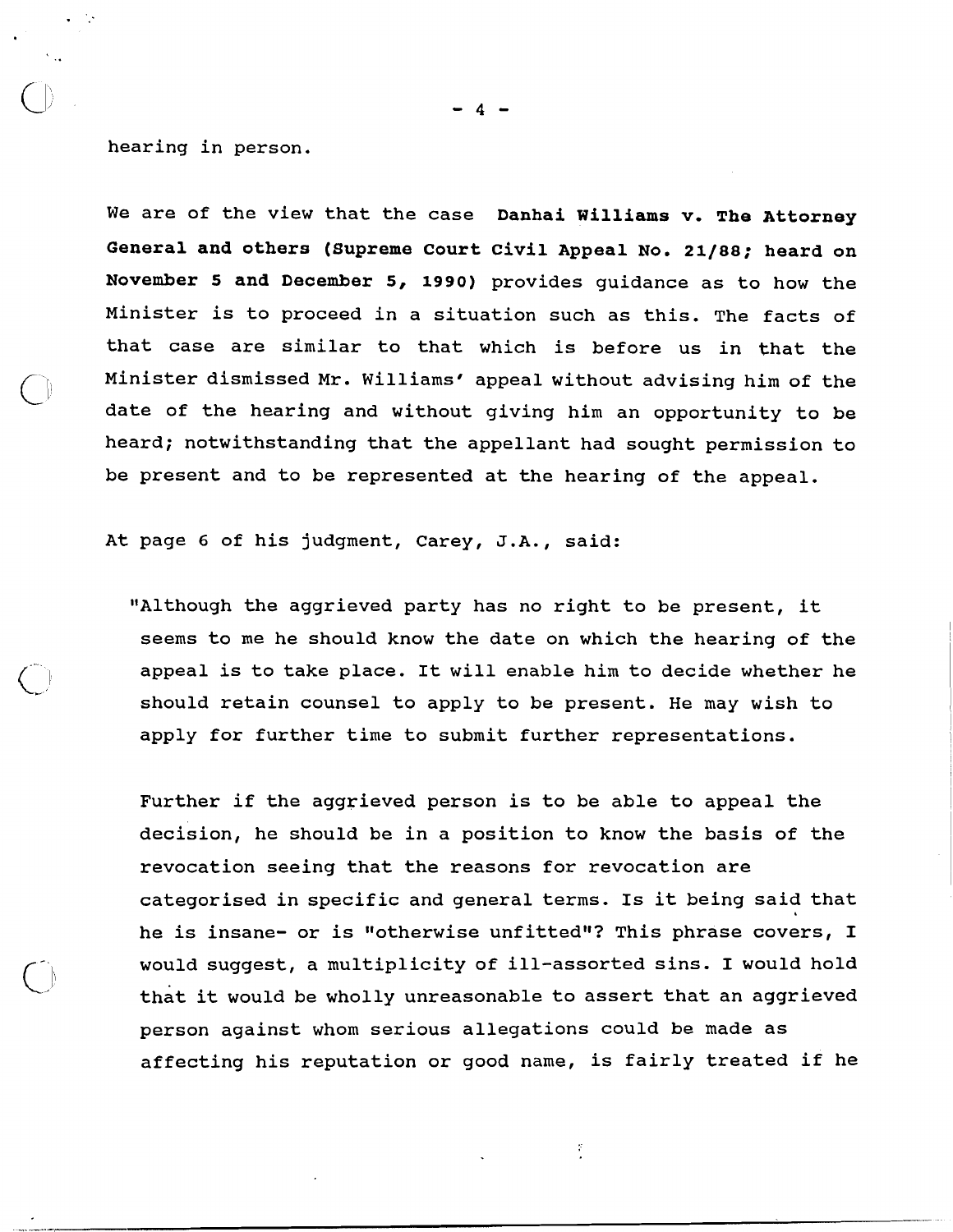hearing in person.

We are of the view that the case **Danhai Williams v. The Attorney General and others (Supreme Court Civil Appeal No. 21/88; heard on November 5 and December 5, 1990)** provides guidance as to how the Minister is to proceed in a situation such as this. The facts of that case are similar to that which is before us in that the Minister dismissed Mr. Williams' appeal without advising him of the date of the hearing and without giving him an opportunity to be heard; notwithstanding that the appellant had sought permission to be present and to be represented at the hearing of the appeal.

At page 6 of his judgment, Carey, J.A., said:

> "Although the aggrieved party has no right to be present, it seems to me he should know the date on which the hearing of the appeal is to take place. It will enable him to decide whether he should retain counsel to apply to be present. He may wish to apply for further time to submit further representations.
>
> Further if the aggrieved person is to be able to appeal the decision, he should be in a position to know the basis of the revocation seeing that the reasons for revocation are categorised in specific and general terms. Is it being said that he is insane- or is "otherwise unfitted"? This phrase covers, I would suggest, a multiplicity of ill-assorted sins. I would hold that it would be wholly unreasonable to assert that an aggrieved person against whom serious allegations could be made as affecting his reputation or good name, is fairly treated if he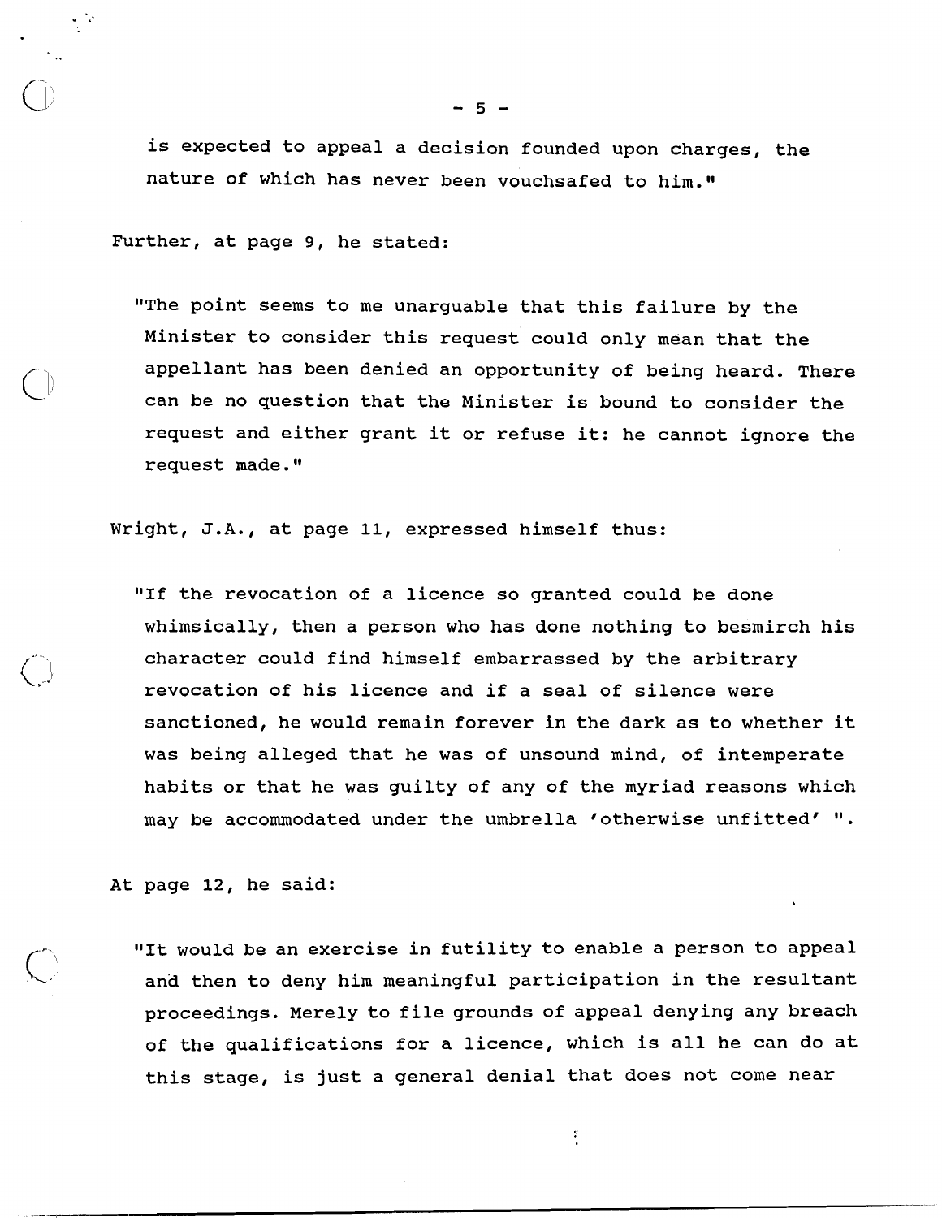is expected to appeal a decision founded upon charges, the nature of which has never been vouchsafed to him."

Further, at page 9, he stated:

> "The point seems to me unarguable that this failure by the Minister to consider this request could only mean that the appellant has been denied an opportunity of being heard. There can be no question that the Minister is bound to consider the request and either grant it or refuse it: he cannot ignore the request made."

Wright, J.A., at page 11, expressed himself thus:

> "If the revocation of a licence so granted could be done whimsically, then a person who has done nothing to besmirch his character could find himself embarrassed by the arbitrary revocation of his licence and if a seal of silence were sanctioned, he would remain forever in the dark as to whether it was being alleged that he was of unsound mind, of intemperate habits or that he was guilty of any of the myriad reasons which may be accommodated under the umbrella 'otherwise unfitted' ".

At page 12, he said:

> "It would be an exercise in futility to enable a person to appeal and then to deny him meaningful participation in the resultant proceedings. Merely to file grounds of appeal denying any breach of the qualifications for a licence, which is all he can do at this stage, is just a general denial that does not come near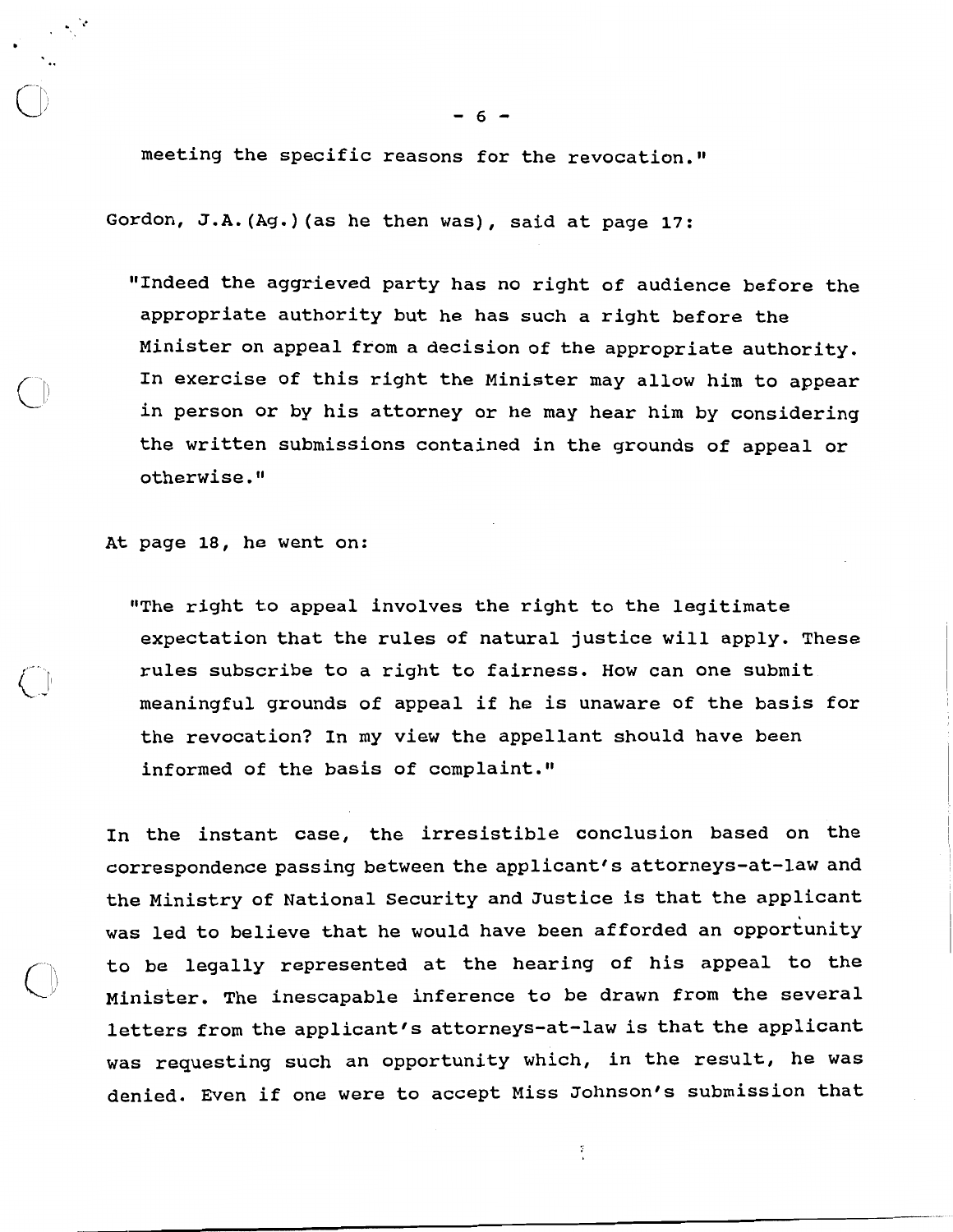meeting the specific reasons for the revocation."

Gordon, J.A.(Ag.)(as he then was), said at page 17:

> "Indeed the aggrieved party has no right of audience before the appropriate authority but he has such a right before the Minister on appeal from a decision of the appropriate authority. In exercise of this right the Minister may allow him to appear in person or by his attorney or he may hear him by considering the written submissions contained in the grounds of appeal or otherwise."

At page 18, he went on:

> "The right to appeal involves the right to the legitimate expectation that the rules of natural justice will apply. These rules subscribe to a right to fairness. How can one submit meaningful grounds of appeal if he is unaware of the basis for the revocation? In my view the appellant should have been informed of the basis of complaint."

In the instant case, the irresistible conclusion based on the correspondence passing between the applicant's attorneys-at-law and the Ministry of National Security and Justice is that the applicant was led to believe that he would have been afforded an opportunity to be legally represented at the hearing of his appeal to the Minister. The inescapable inference to be drawn from the several letters from the applicant's attorneys-at-law is that the applicant was requesting such an opportunity which, in the result, he was denied. Even if one were to accept Miss Johnson's submission that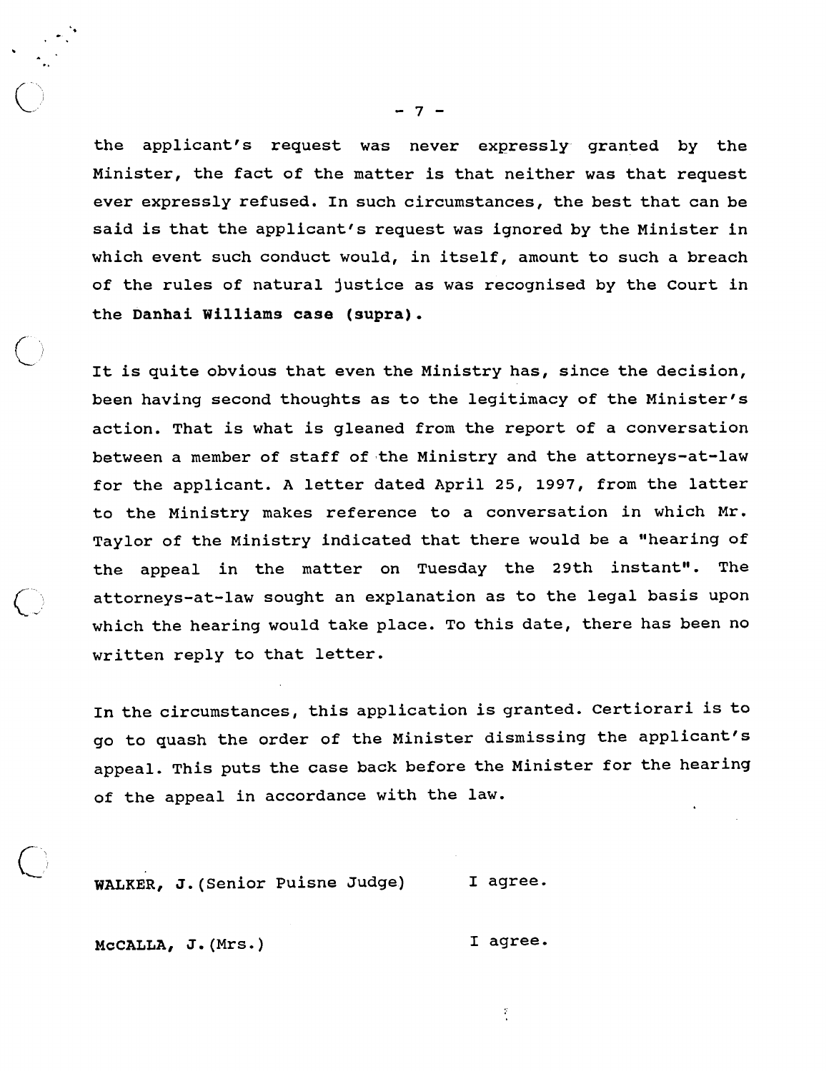the applicant's request was never expressly granted by the Minister, the fact of the matter is that neither was that request ever expressly refused. In such circumstances, the best that can be said is that the applicant's request was ignored by the Minister in which event such conduct would, in itself, amount to such a breach of the rules of natural justice as was recognised by the Court in the **Danhai Williams case (supra)**.

It is quite obvious that even the Ministry has, since the decision, been having second thoughts as to the legitimacy of the Minister's action. That is what is gleaned from the report of a conversation between a member of staff of the Ministry and the attorneys-at-law for the applicant. A letter dated April 25, 1997, from the latter to the Ministry makes reference to a conversation in which Mr. Taylor of the Ministry indicated that there would be a "hearing of the appeal in the matter on Tuesday the 29th instant". The attorneys-at-law sought an explanation as to the legal basis upon which the hearing would take place. To this date, there has been no written reply to that letter.

In the circumstances, this application is granted. Certiorari is to go to quash the order of the Minister dismissing the applicant's appeal. This puts the case back before the Minister for the hearing of the appeal in accordance with the law.

**WALKER, J.** (Senior Puisne Judge) I agree.

**McCALLA, J.** (Mrs.) I agree.